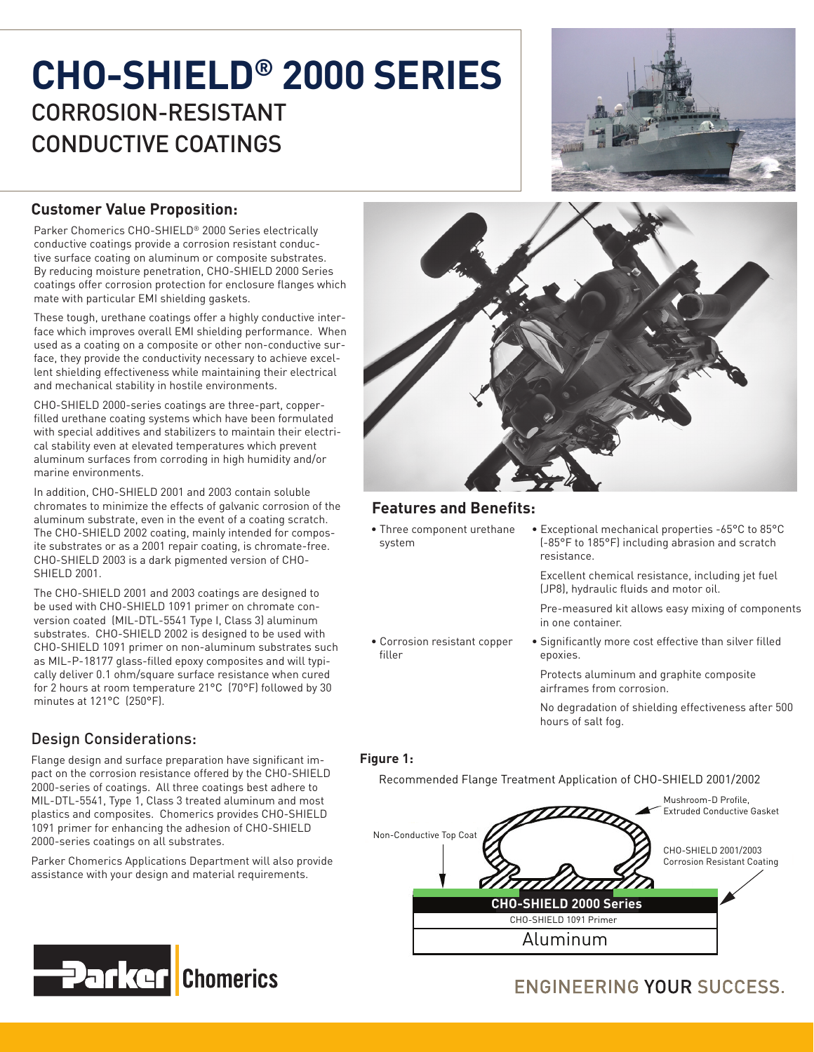# CHO-SHIELD® 2000 SERIES

## CORROSION-RESISTANT CONDUCTIVE COATINGS

### Customer Value Proposition:

Parker Chomerics CHO-SHIELD® 2000 Series electrically conductive coatings provide a corrosion resistant conductive surface coating on aluminum or composite substrates. By reducing moisture penetration, CHO-SHIELD 2000 Series coatings offer corrosion protection for enclosure flanges which mate with particular EMI shielding gaskets.

These tough, urethane coatings offer a highly conductive interface which improves overall EMI shielding performance. When used as a coating on a composite or other non-conductive surface, they provide the conductivity necessary to achieve excellent shielding effectiveness while maintaining their electrical and mechanical stability in hostile environments.

CHO-SHIELD 2000-series coatings are three-part, copper-filled urethane coating systems which have been formulated with special additives and stabilizers to maintain their electrical stability even at elevated temperatures which prevent aluminum surfaces from corroding in high humidity and/or marine environments.

In addition, CHO-SHIELD 2001 and 2003 contain soluble chromates to minimize the effects of galvanic corrosion of the aluminum substrate, even in the event of a coating scratch. The CHO-SHIELD 2002 coating, mainly intended for composite substrates or as a 2001 repair coating, is chromate-free. CHO-SHIELD 2003 is a dark pigmented version of CHO-SHIELD 2001.

The CHO-SHIELD 2001 and 2003 coatings are designed to be used with CHO-SHIELD 1091 primer on chromate conversion coated (MIL-DTL-5541 Type I, Class 3) aluminum substrates. CHO-SHIELD 2002 is designed to be used with CHO-SHIELD 1091 primer on non-aluminum substrates such as MIL-P-18177 glass-filled epoxy composites and will typically deliver 0.1 ohm/square surface resistance when cured for 2 hours at room temperature 21°C (70°F) followed by 30 minutes at 121°C (250°F).

### Design Considerations:

Flange design and surface preparation have significant impact on the corrosion resistance offered by the CHO-SHIELD 2000-series of coatings. All three coatings best adhere to MIL-DTL-5541, Type 1, Class 3 treated aluminum and most plastics and composites. Chomerics provides CHO-SHIELD 1091 primer for enhancing the adhesion of CHO-SHIELD 2000-series coatings on all substrates.

Parker Chomerics Applications Department will also provide assistance with your design and material requirements.

### Features and Benefits:

- Three component urethane system
- Exceptional mechanical properties -65°C to 85°C (-85°F to 185°F) including abrasion and scratch resistance.

  Excellent chemical resistance, including jet fuel (JP8), hydraulic fluids and motor oil.

  Pre-measured kit allows easy mixing of components in one container.
- Corrosion resistant copper filler
- Significantly more cost effective than silver filled epoxies.

  Protects aluminum and graphite composite airframes from corrosion.

  No degradation of shielding effectiveness after 500 hours of salt fog.

**Figure 1:**

Recommended Flange Treatment Application of CHO-SHIELD 2001/2002

Mushroom-D Profile, Extruded Conductive Gasket

Non-Conductive Top Coat

CHO-SHIELD 2001/2003 Corrosion Resistant Coating

CHO-SHIELD 2000 Series

CHO-SHIELD 1091 Primer

Aluminum

ENGINEERING YOUR SUCCESS.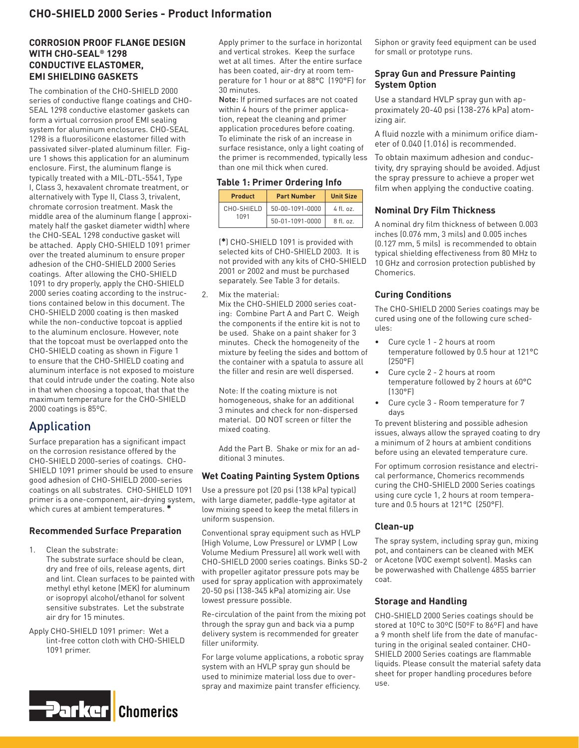## CORROSION PROOF FLANGE DESIGN WITH CHO-SEAL® 1298 CONDUCTIVE ELASTOMER, EMI SHIELDING GASKETS

The combination of the CHO-SHIELD 2000 series of conductive flange coatings and CHO-SEAL 1298 conductive elastomer gaskets can form a virtual corrosion proof EMI sealing system for aluminum enclosures. CHO-SEAL 1298 is a fluorosilicone elastomer filled with passivated silver-plated aluminum filler. Figure 1 shows this application for an aluminum enclosure. First, the aluminum flange is typically treated with a MIL-DTL-5541, Type I, Class 3, hexavalent chromate treatment, or alternatively with Type II, Class 3, trivalent, chromate corrosion treatment. Mask the middle area of the aluminum flange ( approximately half the gasket diameter width) where the CHO-SEAL 1298 conductive gasket will be attached. Apply CHO-SHIELD 1091 primer over the treated aluminum to ensure proper adhesion of the CHO-SHIELD 2000 Series coatings. After allowing the CHO-SHIELD 1091 to dry properly, apply the CHO-SHIELD 2000 series coating according to the instructions contained below in this document. The CHO-SHIELD 2000 coating is then masked while the non-conductive topcoat is applied to the aluminum enclosure. However, note that the topcoat must be overlapped onto the CHO-SHIELD coating as shown in Figure 1 to ensure that the CHO-SHIELD coating and aluminum interface is not exposed to moisture that could intrude under the coating. Note also in that when choosing a topcoat, that that the maximum temperature for the CHO-SHIELD 2000 coatings is 85ºC.

# Application

Surface preparation has a significant impact on the corrosion resistance offered by the CHO-SHIELD 2000-series of coatings. CHO-SHIELD 1091 primer should be used to ensure good adhesion of CHO-SHIELD 2000-series coatings on all substrates. CHO-SHIELD 1091 primer is a one-component, air-drying system, which cures at ambient temperatures. *

### Recommended Surface Preparation

1. Clean the substrate:
   The substrate surface should be clean, dry and free of oils, release agents, dirt and lint. Clean surfaces to be painted with methyl ethyl ketone (MEK) for aluminum or isopropyl alcohol/ethanol for solvent sensitive substrates. Let the substrate air dry for 15 minutes.

Apply CHO-SHIELD 1091 primer: Wet a lint-free cotton cloth with CHO-SHIELD 1091 primer.

Apply primer to the surface in horizontal and vertical strokes. Keep the surface wet at all times. After the entire surface has been coated, air-dry at room temperature for 1 hour or at 88°C (190°F) for 30 minutes.

**Note:** If primed surfaces are not coated within 4 hours of the primer application, repeat the cleaning and primer application procedures before coating. To eliminate the risk of an increase in surface resistance, only a light coating of the primer is recommended, typically less than one mil thick when cured.

**Table 1: Primer Ordering Info**

| Product | Part Number | Unit Size |
|---|---|---|
| CHO-SHIELD 1091 | 50-00-1091-0000 | 4 fl. oz. |
| | 50-01-1091-0000 | 8 fl. oz. |

(*) CHO-SHIELD 1091 is provided with selected kits of CHO-SHIELD 2003. It is not provided with any kits of CHO-SHIELD 2001 or 2002 and must be purchased separately. See Table 3 for details.

2. Mix the material:
   Mix the CHO-SHIELD 2000 series coating: Combine Part A and Part C. Weigh the components if the entire kit is not to be used. Shake on a paint shaker for 3 minutes. Check the homogeneity of the mixture by feeling the sides and bottom of the container with a spatula to assure all the filler and resin are well dispersed.

   Note: If the coating mixture is not homogeneous, shake for an additional 3 minutes and check for non-dispersed material. DO NOT screen or filter the mixed coating.

   Add the Part B. Shake or mix for an additional 3 minutes.

### Wet Coating Painting System Options

Use a pressure pot (20 psi (138 kPa) typical) with large diameter, paddle-type agitator at low mixing speed to keep the metal fillers in uniform suspension.

Conventional spray equipment such as HVLP (High Volume, Low Pressure) or LVMP ( Low Volume Medium Pressure) all work well with CHO-SHIELD 2000 series coatings. Binks SD-2 with propeller agitator pressure pots may be used for spray application with approximately 20-50 psi (138-345 kPa) atomizing air. Use lowest pressure possible.

Re-circulation of the paint from the mixing pot through the spray gun and back via a pump delivery system is recommended for greater filler uniformity.

For large volume applications, a robotic spray system with an HVLP spray gun should be used to minimize material loss due to overspray and maximize paint transfer efficiency.

Siphon or gravity feed equipment can be used for small or prototype runs.

### Spray Gun and Pressure Painting System Option

Use a standard HVLP spray gun with approximately 20-40 psi (138-276 kPa) atomizing air.

A fluid nozzle with a minimum orifice diameter of 0.040 (1.016) is recommended.

To obtain maximum adhesion and conductivity, dry spraying should be avoided. Adjust the spray pressure to achieve a proper wet film when applying the conductive coating.

### Nominal Dry Film Thickness

A nominal dry film thickness of between 0.003 inches (0.076 mm, 3 mils) and 0.005 inches (0.127 mm, 5 mils) is recommended to obtain typical shielding effectiveness from 80 MHz to 10 GHz and corrosion protection published by Chomerics.

### Curing Conditions

The CHO-SHIELD 2000 Series coatings may be cured using one of the following cure schedules:

- Cure cycle 1 - 2 hours at room temperature followed by 0.5 hour at 121°C (250°F)
- Cure cycle 2 - 2 hours at room temperature followed by 2 hours at 60°C (130°F)
- Cure cycle 3 - Room temperature for 7 days

To prevent blistering and possible adhesion issues, always allow the sprayed coating to dry a minimum of 2 hours at ambient conditions before using an elevated temperature cure.

For optimum corrosion resistance and electrical performance, Chomerics recommends curing the CHO-SHIELD 2000 Series coatings using cure cycle 1, 2 hours at room temperature and 0.5 hours at 121°C (250°F).

### Clean-up

The spray system, including spray gun, mixing pot, and containers can be cleaned with MEK or Acetone (VOC exempt solvent). Masks can be powerwashed with Challenge 485S barrier coat.

### Storage and Handling

CHO-SHIELD 2000 Series coatings should be stored at 10°C to 30°C (50ºF to 86ºF) and have a 9 month shelf life from the date of manufacturing in the original sealed container. CHO-SHIELD 2000 Series coatings are flammable liquids. Please consult the material safety data sheet for proper handling procedures before use.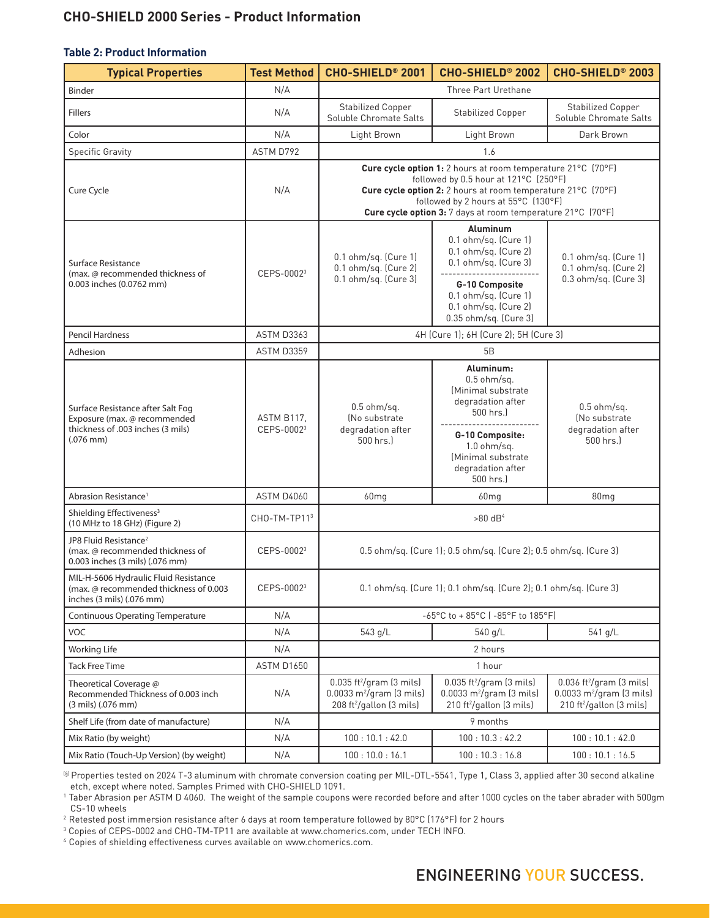## CHO-SHIELD 2000 Series - Product Information

### Table 2: Product Information

| Typical Properties | Test Method | CHO-SHIELD® 2001 | CHO-SHIELD® 2002 | CHO-SHIELD® 2003 |
|---|---|---|---|---|
| Binder | N/A | Three Part Urethane | | |
| Fillers | N/A | Stabilized Copper Soluble Chromate Salts | Stabilized Copper | Stabilized Copper Soluble Chromate Salts |
| Color | N/A | Light Brown | Light Brown | Dark Brown |
| Specific Gravity | ASTM D792 | 1.6 | | |
| Cure Cycle | N/A | **Cure cycle option 1:** 2 hours at room temperature 21°C (70°F) followed by 0.5 hour at 121°C (250°F) **Cure cycle option 2:** 2 hours at room temperature 21°C (70°F) followed by 2 hours at 55°C (130°F) **Cure cycle option 3:** 7 days at room temperature 21°C (70°F) | | |
| Surface Resistance (max. @ recommended thickness of 0.003 inches (0.0762 mm) | CEPS-0002[3] | 0.1 ohm/sq. (Cure 1) 0.1 ohm/sq. (Cure 2) 0.1 ohm/sq. (Cure 3) | **Aluminum** 0.1 ohm/sq. (Cure 1) 0.1 ohm/sq. (Cure 2) 0.1 ohm/sq. (Cure 3) **G-10 Composite** 0.1 ohm/sq. (Cure 1) 0.1 ohm/sq. (Cure 2) 0.35 ohm/sq. (Cure 3) | 0.1 ohm/sq. (Cure 1) 0.1 ohm/sq. (Cure 2) 0.3 ohm/sq. (Cure 3) |
| Pencil Hardness | ASTM D3363 | 4H (Cure 1); 6H (Cure 2); 5H (Cure 3) | | |
| Adhesion | ASTM D3359 | 5B | | |
| Surface Resistance after Salt Fog Exposure (max. @ recommended thickness of .003 inches (3 mils) (.076 mm) | ASTM B117, CEPS-0002[3] | 0.5 ohm/sq. (No substrate degradation after 500 hrs.) | **Aluminum:** 0.5 ohm/sq. (Minimal substrate degradation after 500 hrs.) **G-10 Composite:** 1.0 ohm/sq. (Minimal substrate degradation after 500 hrs.) | 0.5 ohm/sq. (No substrate degradation after 500 hrs.) |
| Abrasion Resistance[1] | ASTM D4060 | 60mg | 60mg | 80mg |
| Shielding Effectiveness[3] (10 MHz to 18 GHz) (Figure 2) | CHO-TM-TP11[3] | >80 dB[4] | | |
| JP8 Fluid Resistance[2] (max. @ recommended thickness of 0.003 inches (3 mils) (.076 mm) | CEPS-0002[3] | 0.5 ohm/sq. (Cure 1); 0.5 ohm/sq. (Cure 2); 0.5 ohm/sq. (Cure 3) | | |
| MIL-H-5606 Hydraulic Fluid Resistance (max. @ recommended thickness of 0.003 inches (3 mils) (.076 mm) | CEPS-0002[3] | 0.1 ohm/sq. (Cure 1); 0.1 ohm/sq. (Cure 2); 0.1 ohm/sq. (Cure 3) | | |
| Continuous Operating Temperature | N/A | -65°C to + 85°C ( -85°F to 185°F) | | |
| VOC | N/A | 543 g/L | 540 g/L | 541 g/L |
| Working Life | N/A | 2 hours | | |
| Tack Free Time | ASTM D1650 | 1 hour | | |
| Theoretical Coverage @ Recommended Thickness of 0.003 inch (3 mils) (.076 mm) | N/A | 0.035 ft²/gram (3 mils) 0.0033 m²/gram (3 mils) 208 ft²/gallon (3 mils) | 0.035 ft²/gram (3 mils) 0.0033 m²/gram (3 mils) 210 ft²/gallon (3 mils) | 0.036 ft²/gram (3 mils) 0.0033 m²/gram (3 mils) 210 ft²/gallon (3 mils) |
| Shelf Life (from date of manufacture) | N/A | 9 months | | |
| Mix Ratio (by weight) | N/A | 100 : 10.1 : 42.0 | 100 : 10.3 : 42.2 | 100 : 10.1 : 42.0 |
| Mix Ratio (Touch-Up Version) (by weight) | N/A | 100 : 10.0 : 16.1 | 100 : 10.3 : 16.8 | 100 : 10.1 : 16.5 |

[§] Properties tested on 2024 T-3 aluminum with chromate conversion coating per MIL-DTL-5541, Type 1, Class 3, applied after 30 second alkaline etch, except where noted. Samples Primed with CHO-SHIELD 1091.

[1] Taber Abrasion per ASTM D 4060. The weight of the sample coupons were recorded before and after 1000 cycles on the taber abrader with 500gm CS-10 wheels

[2] Retested post immersion resistance after 6 days at room temperature followed by 80°C (176°F) for 2 hours

[3] Copies of CEPS-0002 and CHO-TM-TP11 are available at www.chomerics.com, under TECH INFO.

[4] Copies of shielding effectiveness curves available on www.chomerics.com.

ENGINEERING YOUR SUCCESS.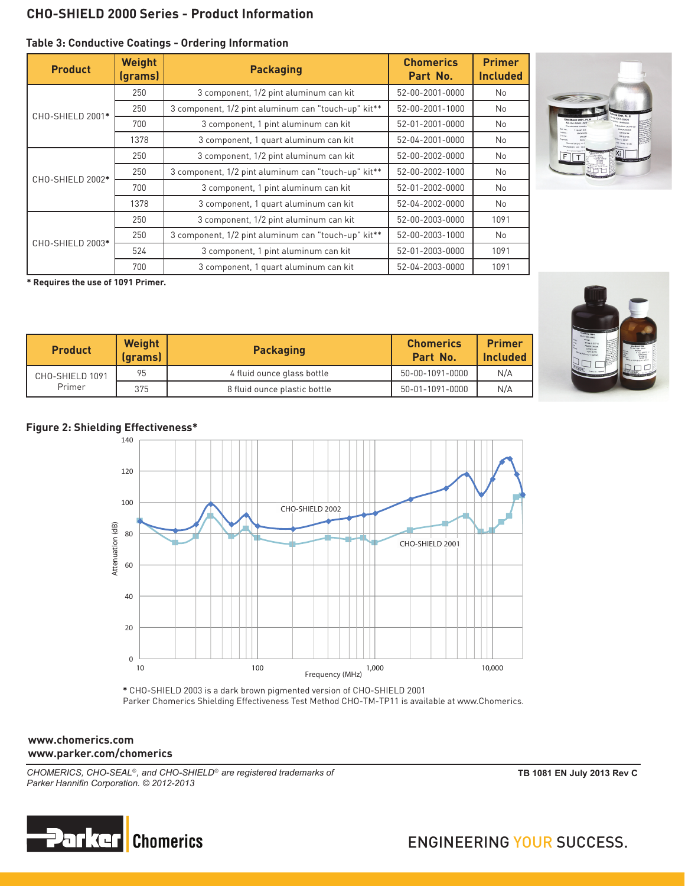## CHO-SHIELD 2000 Series - Product Information

### Table 3: Conductive Coatings - Ordering Information

| Product | Weight (grams) | Packaging | Chomerics Part No. | Primer Included |
|---|---|---|---|---|
| CHO-SHIELD 2001* | 250 | 3 component, 1/2 pint aluminum can kit | 52-00-2001-0000 | No |
| | 250 | 3 component, 1/2 pint aluminum can "touch-up" kit** | 52-00-2001-1000 | No |
| | 700 | 3 component, 1 pint aluminum can kit | 52-01-2001-0000 | No |
| | 1378 | 3 component, 1 quart aluminum can kit | 52-04-2001-0000 | No |
| CHO-SHIELD 2002* | 250 | 3 component, 1/2 pint aluminum can kit | 52-00-2002-0000 | No |
| | 250 | 3 component, 1/2 pint aluminum can "touch-up" kit** | 52-00-2002-1000 | No |
| | 700 | 3 component, 1 pint aluminum can kit | 52-01-2002-0000 | No |
| | 1378 | 3 component, 1 quart aluminum can kit | 52-04-2002-0000 | No |
| CHO-SHIELD 2003* | 250 | 3 component, 1/2 pint aluminum can kit | 52-00-2003-0000 | 1091 |
| | 250 | 3 component, 1/2 pint aluminum can "touch-up" kit** | 52-00-2003-1000 | No |
| | 524 | 3 component, 1 pint aluminum can kit | 52-01-2003-0000 | 1091 |
| | 700 | 3 component, 1 quart aluminum can kit | 52-04-2003-0000 | 1091 |

**\* Requires the use of 1091 Primer.**

| Product | Weight (grams) | Packaging | Chomerics Part No. | Primer Included |
|---|---|---|---|---|
| CHO-SHIELD 1091 Primer | 95 | 4 fluid ounce glass bottle | 50-00-1091-0000 | N/A |
| | 375 | 8 fluid ounce plastic bottle | 50-01-1091-0000 | N/A |

### Figure 2: Shielding Effectiveness*

Attenuation (dB)
0
20
40
60
80
100
120
140

Frequency (MHz)
10
100
1,000
10,000

CHO-SHIELD 2002
CHO-SHIELD 2001

**\*** CHO-SHIELD 2003 is a dark brown pigmented version of CHO-SHIELD 2001
Parker Chomerics Shielding Effectiveness Test Method CHO-TM-TP11 is available at www.Chomerics.

**www.chomerics.com**
**www.parker.com/chomerics**

*CHOMERICS, CHO-SEAL®, and CHO-SHIELD® are registered trademarks of Parker Hannifin Corporation. © 2012-2013*

**TB 1081 EN July 2013 Rev C**

Parker Chomerics

ENGINEERING YOUR SUCCESS.